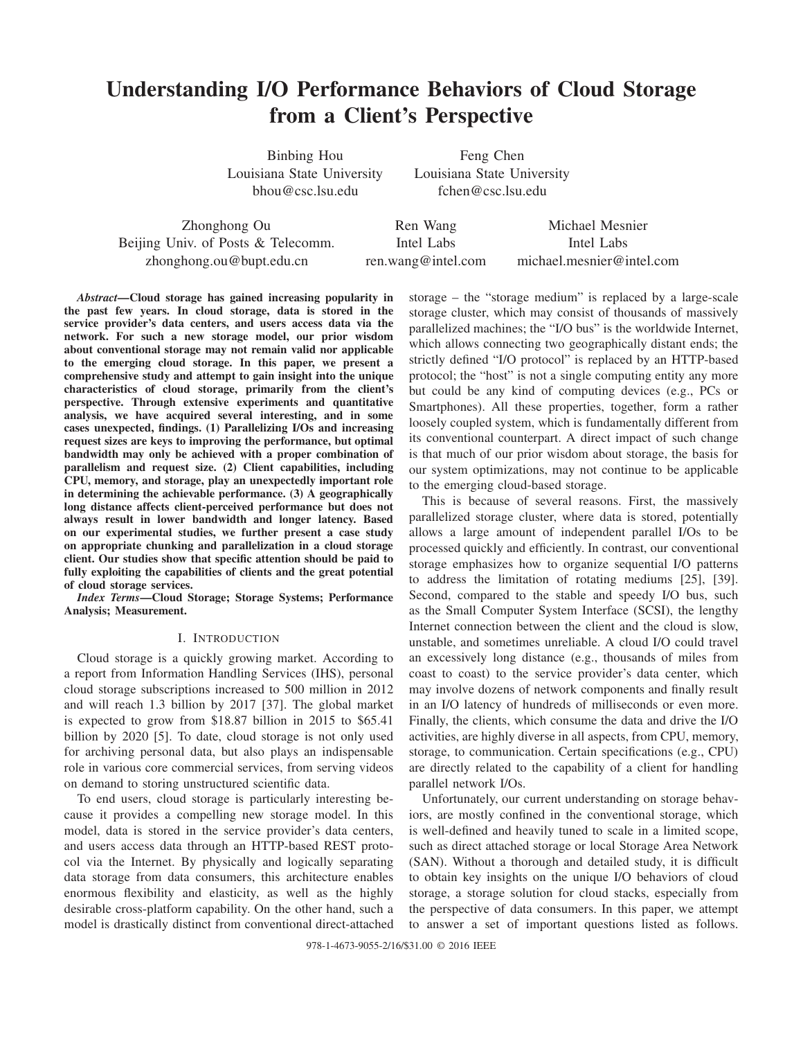# Understanding I/O Performance Behaviors of Cloud Storage from a Client's Perspective

Binbing Hou
Louisiana State University
bhou@csc.lsu.edu

Feng Chen
Louisiana State University
fchen@csc.lsu.edu

Zhonghong Ou
Beijing Univ. of Posts & Telecomm.
zhonghong.ou@bupt.edu.cn

Ren Wang
Intel Labs
ren.wang@intel.com

Michael Mesnier
Intel Labs
michael.mesnier@intel.com

***Abstract*—Cloud storage has gained increasing popularity in the past few years. In cloud storage, data is stored in the service provider's data centers, and users access data via the network. For such a new storage model, our prior wisdom about conventional storage may not remain valid nor applicable to the emerging cloud storage. In this paper, we present a comprehensive study and attempt to gain insight into the unique characteristics of cloud storage, primarily from the client's perspective. Through extensive experiments and quantitative analysis, we have acquired several interesting, and in some cases unexpected, findings. (1) Parallelizing I/Os and increasing request sizes are keys to improving the performance, but optimal bandwidth may only be achieved with a proper combination of parallelism and request size. (2) Client capabilities, including CPU, memory, and storage, play an unexpectedly important role in determining the achievable performance. (3) A geographically long distance affects client-perceived performance but does not always result in lower bandwidth and longer latency. Based on our experimental studies, we further present a case study on appropriate chunking and parallelization in a cloud storage client. Our studies show that specific attention should be paid to fully exploiting the capabilities of clients and the great potential of cloud storage services.**

***Index Terms*—Cloud Storage; Storage Systems; Performance Analysis; Measurement.**

## I. Introduction

Cloud storage is a quickly growing market. According to a report from Information Handling Services (IHS), personal cloud storage subscriptions increased to 500 million in 2012 and will reach 1.3 billion by 2017 [37]. The global market is expected to grow from \$18.87 billion in 2015 to \$65.41 billion by 2020 [5]. To date, cloud storage is not only used for archiving personal data, but also plays an indispensable role in various core commercial services, from serving videos on demand to storing unstructured scientific data.

To end users, cloud storage is particularly interesting because it provides a compelling new storage model. In this model, data is stored in the service provider's data centers, and users access data through an HTTP-based REST protocol via the Internet. By physically and logically separating data storage from data consumers, this architecture enables enormous flexibility and elasticity, as well as the highly desirable cross-platform capability. On the other hand, such a model is drastically distinct from conventional direct-attached storage – the "storage medium" is replaced by a large-scale storage cluster, which may consist of thousands of massively parallelized machines; the "I/O bus" is the worldwide Internet, which allows connecting two geographically distant ends; the strictly defined "I/O protocol" is replaced by an HTTP-based protocol; the "host" is not a single computing entity any more but could be any kind of computing devices (e.g., PCs or Smartphones). All these properties, together, form a rather loosely coupled system, which is fundamentally different from its conventional counterpart. A direct impact of such change is that much of our prior wisdom about storage, the basis for our system optimizations, may not continue to be applicable to the emerging cloud-based storage.

This is because of several reasons. First, the massively parallelized storage cluster, where data is stored, potentially allows a large amount of independent parallel I/Os to be processed quickly and efficiently. In contrast, our conventional storage emphasizes how to organize sequential I/O patterns to address the limitation of rotating mediums [25], [39]. Second, compared to the stable and speedy I/O bus, such as the Small Computer System Interface (SCSI), the lengthy Internet connection between the client and the cloud is slow, unstable, and sometimes unreliable. A cloud I/O could travel an excessively long distance (e.g., thousands of miles from coast to coast) to the service provider's data center, which may involve dozens of network components and finally result in an I/O latency of hundreds of milliseconds or even more. Finally, the clients, which consume the data and drive the I/O activities, are highly diverse in all aspects, from CPU, memory, storage, to communication. Certain specifications (e.g., CPU) are directly related to the capability of a client for handling parallel network I/Os.

Unfortunately, our current understanding on storage behaviors, are mostly confined in the conventional storage, which is well-defined and heavily tuned to scale in a limited scope, such as direct attached storage or local Storage Area Network (SAN). Without a thorough and detailed study, it is difficult to obtain key insights on the unique I/O behaviors of cloud storage, a storage solution for cloud stacks, especially from the perspective of data consumers. In this paper, we attempt to answer a set of important questions listed as follows.

978-1-4673-9055-2/16/\$31.00 © 2016 IEEE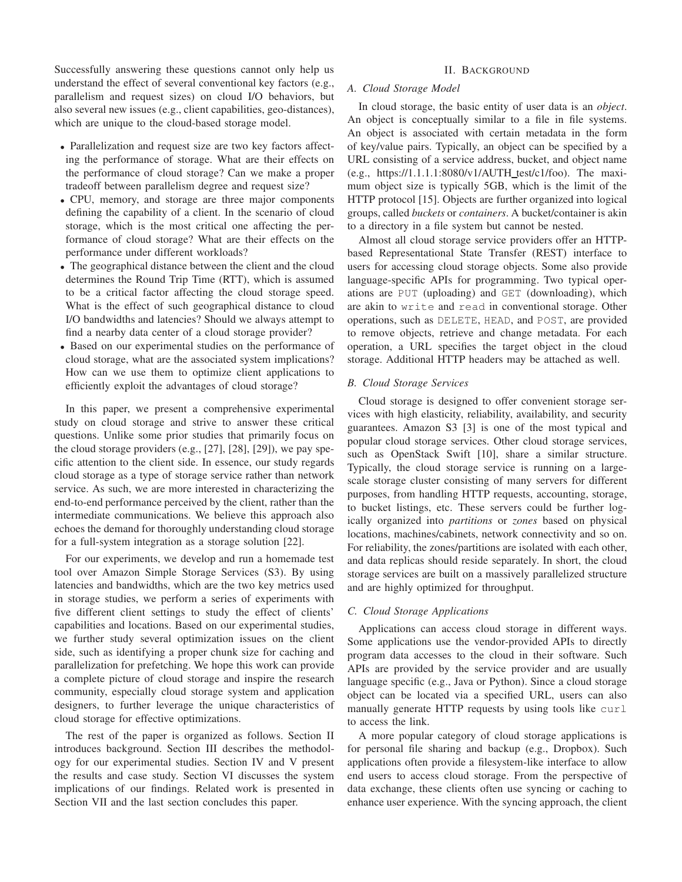Successfully answering these questions cannot only help us understand the effect of several conventional key factors (e.g., parallelism and request sizes) on cloud I/O behaviors, but also several new issues (e.g., client capabilities, geo-distances), which are unique to the cloud-based storage model.

- Parallelization and request size are two key factors affecting the performance of storage. What are their effects on the performance of cloud storage? Can we make a proper tradeoff between parallelism degree and request size?
- CPU, memory, and storage are three major components defining the capability of a client. In the scenario of cloud storage, which is the most critical one affecting the performance of cloud storage? What are their effects on the performance under different workloads?
- The geographical distance between the client and the cloud determines the Round Trip Time (RTT), which is assumed to be a critical factor affecting the cloud storage speed. What is the effect of such geographical distance to cloud I/O bandwidths and latencies? Should we always attempt to find a nearby data center of a cloud storage provider?
- Based on our experimental studies on the performance of cloud storage, what are the associated system implications? How can we use them to optimize client applications to efficiently exploit the advantages of cloud storage?

In this paper, we present a comprehensive experimental study on cloud storage and strive to answer these critical questions. Unlike some prior studies that primarily focus on the cloud storage providers (e.g., [27], [28], [29]), we pay specific attention to the client side. In essence, our study regards cloud storage as a type of storage service rather than network service. As such, we are more interested in characterizing the end-to-end performance perceived by the client, rather than the intermediate communications. We believe this approach also echoes the demand for thoroughly understanding cloud storage for a full-system integration as a storage solution [22].

For our experiments, we develop and run a homemade test tool over Amazon Simple Storage Services (S3). By using latencies and bandwidths, which are the two key metrics used in storage studies, we perform a series of experiments with five different client settings to study the effect of clients' capabilities and locations. Based on our experimental studies, we further study several optimization issues on the client side, such as identifying a proper chunk size for caching and parallelization for prefetching. We hope this work can provide a complete picture of cloud storage and inspire the research community, especially cloud storage system and application designers, to further leverage the unique characteristics of cloud storage for effective optimizations.

The rest of the paper is organized as follows. Section II introduces background. Section III describes the methodology for our experimental studies. Section IV and V present the results and case study. Section VI discusses the system implications of our findings. Related work is presented in Section VII and the last section concludes this paper.

## II. Background

### A. Cloud Storage Model

In cloud storage, the basic entity of user data is an *object*. An object is conceptually similar to a file in file systems. An object is associated with certain metadata in the form of key/value pairs. Typically, an object can be specified by a URL consisting of a service address, bucket, and object name (e.g., https://1.1.1.1:8080/v1/AUTH_test/c1/foo). The maximum object size is typically 5GB, which is the limit of the HTTP protocol [15]. Objects are further organized into logical groups, called *buckets* or *containers*. A bucket/container is akin to a directory in a file system but cannot be nested.

Almost all cloud storage service providers offer an HTTP-based Representational State Transfer (REST) interface to users for accessing cloud storage objects. Some also provide language-specific APIs for programming. Two typical operations are `PUT` (uploading) and `GET` (downloading), which are akin to `write` and `read` in conventional storage. Other operations, such as `DELETE`, `HEAD`, and `POST`, are provided to remove objects, retrieve and change metadata. For each operation, a URL specifies the target object in the cloud storage. Additional HTTP headers may be attached as well.

### B. Cloud Storage Services

Cloud storage is designed to offer convenient storage services with high elasticity, reliability, availability, and security guarantees. Amazon S3 [3] is one of the most typical and popular cloud storage services. Other cloud storage services, such as OpenStack Swift [10], share a similar structure. Typically, the cloud storage service is running on a large-scale storage cluster consisting of many servers for different purposes, from handling HTTP requests, accounting, storage, to bucket listings, etc. These servers could be further logically organized into *partitions* or *zones* based on physical locations, machines/cabinets, network connectivity and so on. For reliability, the zones/partitions are isolated with each other, and data replicas should reside separately. In short, the cloud storage services are built on a massively parallelized structure and are highly optimized for throughput.

### C. Cloud Storage Applications

Applications can access cloud storage in different ways. Some applications use the vendor-provided APIs to directly program data accesses to the cloud in their software. Such APIs are provided by the service provider and are usually language specific (e.g., Java or Python). Since a cloud storage object can be located via a specified URL, users can also manually generate HTTP requests by using tools like `curl` to access the link.

A more popular category of cloud storage applications is for personal file sharing and backup (e.g., Dropbox). Such applications often provide a filesystem-like interface to allow end users to access cloud storage. From the perspective of data exchange, these clients often use syncing or caching to enhance user experience. With the syncing approach, the client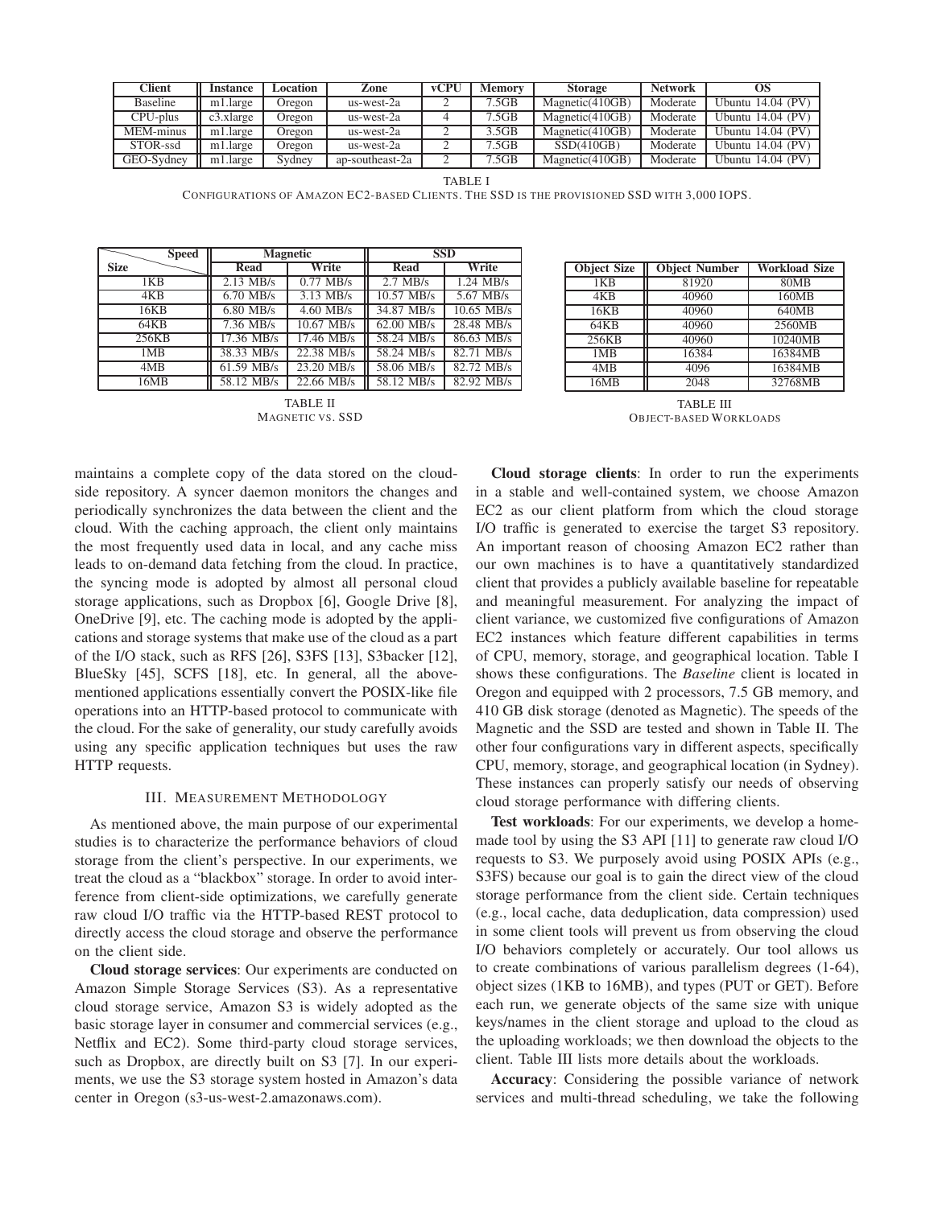| Client | Instance | Location | Zone | vCPU | Memory | Storage | Network | OS |
|---|---|---|---|---|---|---|---|---|
| Baseline | m1.large | Oregon | us-west-2a | 2 | 7.5GB | Magnetic(410GB) | Moderate | Ubuntu 14.04 (PV) |
| CPU-plus | c3.xlarge | Oregon | us-west-2a | 4 | 7.5GB | Magnetic(410GB) | Moderate | Ubuntu 14.04 (PV) |
| MEM-minus | m1.large | Oregon | us-west-2a | 2 | 3.5GB | Magnetic(410GB) | Moderate | Ubuntu 14.04 (PV) |
| STOR-ssd | m1.large | Oregon | us-west-2a | 2 | 7.5GB | SSD(410GB) | Moderate | Ubuntu 14.04 (PV) |
| GEO-Sydney | m1.large | Sydney | ap-southeast-2a | 2 | 7.5GB | Magnetic(410GB) | Moderate | Ubuntu 14.04 (PV) |

TABLE I
CONFIGURATIONS OF AMAZON EC2-BASED CLIENTS. THE SSD IS THE PROVISIONED SSD WITH 3,000 IOPS.

| Size \ Speed | Magnetic | | SSD | |
|---|---|---|---|---|
| | Read | Write | Read | Write |
| 1KB | 2.13 MB/s | 0.77 MB/s | 2.7 MB/s | 1.24 MB/s |
| 4KB | 6.70 MB/s | 3.13 MB/s | 10.57 MB/s | 5.67 MB/s |
| 16KB | 6.80 MB/s | 4.60 MB/s | 34.87 MB/s | 10.65 MB/s |
| 64KB | 7.36 MB/s | 10.67 MB/s | 62.00 MB/s | 28.48 MB/s |
| 256KB | 17.36 MB/s | 17.46 MB/s | 58.24 MB/s | 86.63 MB/s |
| 1MB | 38.33 MB/s | 22.38 MB/s | 58.24 MB/s | 82.71 MB/s |
| 4MB | 61.59 MB/s | 23.20 MB/s | 58.06 MB/s | 82.72 MB/s |
| 16MB | 58.12 MB/s | 22.66 MB/s | 58.12 MB/s | 82.92 MB/s |

TABLE II
MAGNETIC VS. SSD

| Object Size | Object Number | Workload Size |
|---|---|---|
| 1KB | 81920 | 80MB |
| 4KB | 40960 | 160MB |
| 16KB | 40960 | 640MB |
| 64KB | 40960 | 2560MB |
| 256KB | 40960 | 10240MB |
| 1MB | 16384 | 16384MB |
| 4MB | 4096 | 16384MB |
| 16MB | 2048 | 32768MB |

TABLE III
OBJECT-BASED WORKLOADS

maintains a complete copy of the data stored on the cloud-side repository. A syncer daemon monitors the changes and periodically synchronizes the data between the client and the cloud. With the caching approach, the client only maintains the most frequently used data in local, and any cache miss leads to on-demand data fetching from the cloud. In practice, the syncing mode is adopted by almost all personal cloud storage applications, such as Dropbox [6], Google Drive [8], OneDrive [9], etc. The caching mode is adopted by the applications and storage systems that make use of the cloud as a part of the I/O stack, such as RFS [26], S3FS [13], S3backer [12], BlueSky [45], SCFS [18], etc. In general, all the above-mentioned applications essentially convert the POSIX-like file operations into an HTTP-based protocol to communicate with the cloud. For the sake of generality, our study carefully avoids using any specific application techniques but uses the raw HTTP requests.

## III. MEASUREMENT METHODOLOGY

As mentioned above, the main purpose of our experimental studies is to characterize the performance behaviors of cloud storage from the client's perspective. In our experiments, we treat the cloud as a "blackbox" storage. In order to avoid interference from client-side optimizations, we carefully generate raw cloud I/O traffic via the HTTP-based REST protocol to directly access the cloud storage and observe the performance on the client side.

**Cloud storage services**: Our experiments are conducted on Amazon Simple Storage Services (S3). As a representative cloud storage service, Amazon S3 is widely adopted as the basic storage layer in consumer and commercial services (e.g., Netflix and EC2). Some third-party cloud storage services, such as Dropbox, are directly built on S3 [7]. In our experiments, we use the S3 storage system hosted in Amazon's data center in Oregon (s3-us-west-2.amazonaws.com).

**Cloud storage clients**: In order to run the experiments in a stable and well-contained system, we choose Amazon EC2 as our client platform from which the cloud storage I/O traffic is generated to exercise the target S3 repository. An important reason of choosing Amazon EC2 rather than our own machines is to have a quantitatively standardized client that provides a publicly available baseline for repeatable and meaningful measurement. For analyzing the impact of client variance, we customized five configurations of Amazon EC2 instances which feature different capabilities in terms of CPU, memory, storage, and geographical location. Table I shows these configurations. The *Baseline* client is located in Oregon and equipped with 2 processors, 7.5 GB memory, and 410 GB disk storage (denoted as Magnetic). The speeds of the Magnetic and the SSD are tested and shown in Table II. The other four configurations vary in different aspects, specifically CPU, memory, storage, and geographical location (in Sydney). These instances can properly satisfy our needs of observing cloud storage performance with differing clients.

**Test workloads**: For our experiments, we develop a home-made tool by using the S3 API [11] to generate raw cloud I/O requests to S3. We purposely avoid using POSIX APIs (e.g., S3FS) because our goal is to gain the direct view of the cloud storage performance from the client side. Certain techniques (e.g., local cache, data deduplication, data compression) used in some client tools will prevent us from observing the cloud I/O behaviors completely or accurately. Our tool allows us to create combinations of various parallelism degrees (1-64), object sizes (1KB to 16MB), and types (PUT or GET). Before each run, we generate objects of the same size with unique keys/names in the client storage and upload to the cloud as the uploading workloads; we then download the objects to the client. Table III lists more details about the workloads.

**Accuracy**: Considering the possible variance of network services and multi-thread scheduling, we take the following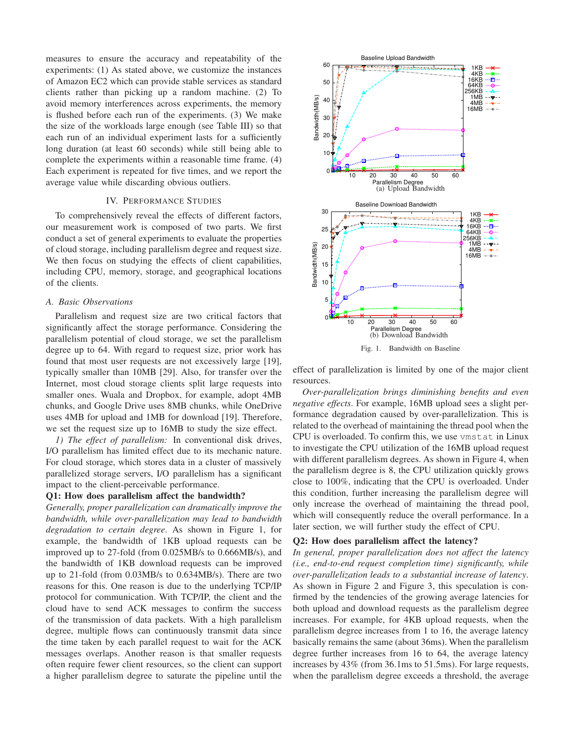measures to ensure the accuracy and repeatability of the experiments: (1) As stated above, we customize the instances of Amazon EC2 which can provide stable services as standard clients rather than picking up a random machine. (2) To avoid memory interferences across experiments, the memory is flushed before each run of the experiments. (3) We make the size of the workloads large enough (see Table III) so that each run of an individual experiment lasts for a sufficiently long duration (at least 60 seconds) while still being able to complete the experiments within a reasonable time frame. (4) Each experiment is repeated for five times, and we report the average value while discarding obvious outliers.

## IV. Performance Studies

To comprehensively reveal the effects of different factors, our measurement work is composed of two parts. We first conduct a set of general experiments to evaluate the properties of cloud storage, including parallelism degree and request size. We then focus on studying the effects of client capabilities, including CPU, memory, storage, and geographical locations of the clients.

### A. Basic Observations

Parallelism and request size are two critical factors that significantly affect the storage performance. Considering the parallelism potential of cloud storage, we set the parallelism degree up to 64. With regard to request size, prior work has found that most user requests are not excessively large [19], typically smaller than 10MB [29]. Also, for transfer over the Internet, most cloud storage clients split large requests into smaller ones. Wuala and Dropbox, for example, adopt 4MB chunks, and Google Drive uses 8MB chunks, while OneDrive uses 4MB for upload and 1MB for download [19]. Therefore, we set the request size up to 16MB to study the size effect.

*1) The effect of parallelism:* In conventional disk drives, I/O parallelism has limited effect due to its mechanic nature. For cloud storage, which stores data in a cluster of massively parallelized storage servers, I/O parallelism has a significant impact to the client-perceivable performance.

**Q1: How does parallelism affect the bandwidth?**

*Generally, proper parallelization can dramatically improve the bandwidth, while over-parallelization may lead to bandwidth degradation to certain degree*. As shown in Figure 1, for example, the bandwidth of 1KB upload requests can be improved up to 27-fold (from 0.025MB/s to 0.666MB/s), and the bandwidth of 1KB download requests can be improved up to 21-fold (from 0.03MB/s to 0.634MB/s). There are two reasons for this. One reason is due to the underlying TCP/IP protocol for communication. With TCP/IP, the client and the cloud have to send ACK messages to confirm the success of the transmission of data packets. With a high parallelism degree, multiple flows can continuously transmit data since the time taken by each parallel request to wait for the ACK messages overlaps. Another reason is that smaller requests often require fewer client resources, so the client can support a higher parallelism degree to saturate the pipeline until the effect of parallelization is limited by one of the major client resources.

(a) Upload Bandwidth

(b) Download Bandwidth

Fig. 1. Bandwidth on Baseline

*Over-parallelization brings diminishing benefits and even negative effects*. For example, 16MB upload sees a slight performance degradation caused by over-parallelization. This is related to the overhead of maintaining the thread pool when the CPU is overloaded. To confirm this, we use `vmstat` in Linux to investigate the CPU utilization of the 16MB upload request with different parallelism degrees. As shown in Figure 4, when the parallelism degree is 8, the CPU utilization quickly grows close to 100%, indicating that the CPU is overloaded. Under this condition, further increasing the parallelism degree will only increase the overhead of maintaining the thread pool, which will consequently reduce the overall performance. In a later section, we will further study the effect of CPU.

**Q2: How does parallelism affect the latency?**

*In general, proper parallelization does not affect the latency (i.e., end-to-end request completion time) significantly, while over-parallelization leads to a substantial increase of latency*. As shown in Figure 2 and Figure 3, this speculation is confirmed by the tendencies of the growing average latencies for both upload and download requests as the parallelism degree increases. For example, for 4KB upload requests, when the parallelism degree increases from 1 to 16, the average latency basically remains the same (about 36ms). When the parallelism degree further increases from 16 to 64, the average latency increases by 43% (from 36.1ms to 51.5ms). For large requests, when the parallelism degree exceeds a threshold, the average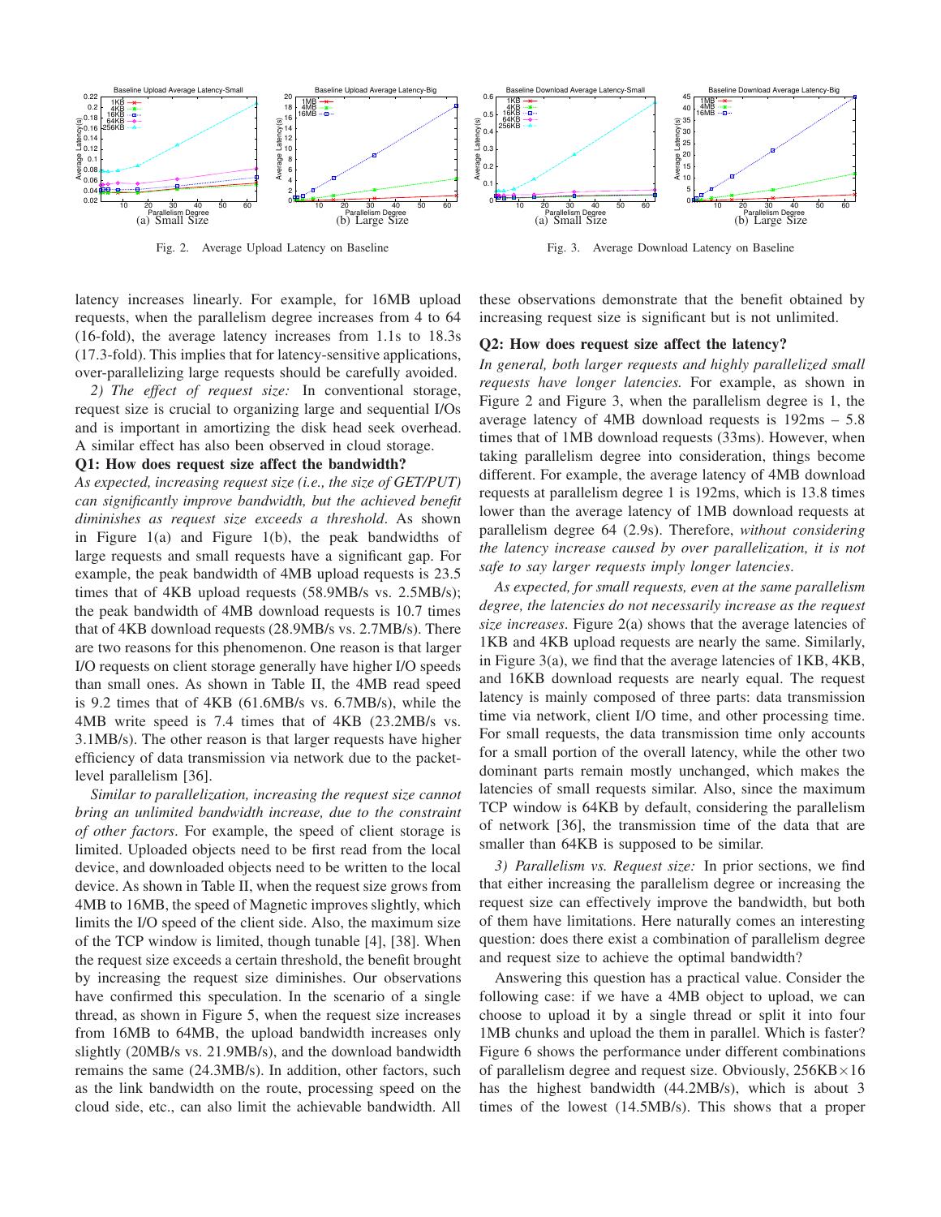Fig. 2. Average Upload Latency on Baseline

Fig. 3. Average Download Latency on Baseline

latency increases linearly. For example, for 16MB upload requests, when the parallelism degree increases from 4 to 64 (16-fold), the average latency increases from 1.1s to 18.3s (17.3-fold). This implies that for latency-sensitive applications, over-parallelizing large requests should be carefully avoided.

*2) The effect of request size:* In conventional storage, request size is crucial to organizing large and sequential I/Os and is important in amortizing the disk head seek overhead. A similar effect has also been observed in cloud storage.

**Q1: How does request size affect the bandwidth?**

*As expected, increasing request size (i.e., the size of GET/PUT) can significantly improve bandwidth, but the achieved benefit diminishes as request size exceeds a threshold.* As shown in Figure 1(a) and Figure 1(b), the peak bandwidths of large requests and small requests have a significant gap. For example, the peak bandwidth of 4MB upload requests is 23.5 times that of 4KB upload requests (58.9MB/s vs. 2.5MB/s); the peak bandwidth of 4MB download requests is 10.7 times that of 4KB download requests (28.9MB/s vs. 2.7MB/s). There are two reasons for this phenomenon. One reason is that larger I/O requests on client storage generally have higher I/O speeds than small ones. As shown in Table II, the 4MB read speed is 9.2 times that of 4KB (61.6MB/s vs. 6.7MB/s), while the 4MB write speed is 7.4 times that of 4KB (23.2MB/s vs. 3.1MB/s). The other reason is that larger requests have higher efficiency of data transmission via network due to the packet-level parallelism [36].

*Similar to parallelization, increasing the request size cannot bring an unlimited bandwidth increase, due to the constraint of other factors.* For example, the speed of client storage is limited. Uploaded objects need to be first read from the local device, and downloaded objects need to be written to the local device. As shown in Table II, when the request size grows from 4MB to 16MB, the speed of Magnetic improves slightly, which limits the I/O speed of the client side. Also, the maximum size of the TCP window is limited, though tunable [4], [38]. When the request size exceeds a certain threshold, the benefit brought by increasing the request size diminishes. Our observations have confirmed this speculation. In the scenario of a single thread, as shown in Figure 5, when the request size increases from 16MB to 64MB, the upload bandwidth increases only slightly (20MB/s vs. 21.9MB/s), and the download bandwidth remains the same (24.3MB/s). In addition, other factors, such as the link bandwidth on the route, processing speed on the cloud side, etc., can also limit the achievable bandwidth. All these observations demonstrate that the benefit obtained by increasing request size is significant but is not unlimited.

**Q2: How does request size affect the latency?**

*In general, both larger requests and highly parallelized small requests have longer latencies.* For example, as shown in Figure 2 and Figure 3, when the parallelism degree is 1, the average latency of 4MB download requests is 192ms – 5.8 times that of 1MB download requests (33ms). However, when taking parallelism degree into consideration, things become different. For example, the average latency of 4MB download requests at parallelism degree 1 is 192ms, which is 13.8 times lower than the average latency of 1MB download requests at parallelism degree 64 (2.9s). Therefore, *without considering the latency increase caused by over parallelization, it is not safe to say larger requests imply longer latencies.*

*As expected, for small requests, even at the same parallelism degree, the latencies do not necessarily increase as the request size increases.* Figure 2(a) shows that the average latencies of 1KB and 4KB upload requests are nearly the same. Similarly, in Figure 3(a), we find that the average latencies of 1KB, 4KB, and 16KB download requests are nearly equal. The request latency is mainly composed of three parts: data transmission time via network, client I/O time, and other processing time. For small requests, the data transmission time only accounts for a small portion of the overall latency, while the other two dominant parts remain mostly unchanged, which makes the latencies of small requests similar. Also, since the maximum TCP window is 64KB by default, considering the parallelism of network [36], the transmission time of the data that are smaller than 64KB is supposed to be similar.

*3) Parallelism vs. Request size:* In prior sections, we find that either increasing the parallelism degree or increasing the request size can effectively improve the bandwidth, but both of them have limitations. Here naturally comes an interesting question: does there exist a combination of parallelism degree and request size to achieve the optimal bandwidth?

Answering this question has a practical value. Consider the following case: if we have a 4MB object to upload, we can choose to upload it by a single thread or split it into four 1MB chunks and upload the them in parallel. Which is faster? Figure 6 shows the performance under different combinations of parallelism degree and request size. Obviously, 256KB$\times$16 has the highest bandwidth (44.2MB/s), which is about 3 times of the lowest (14.5MB/s). This shows that a proper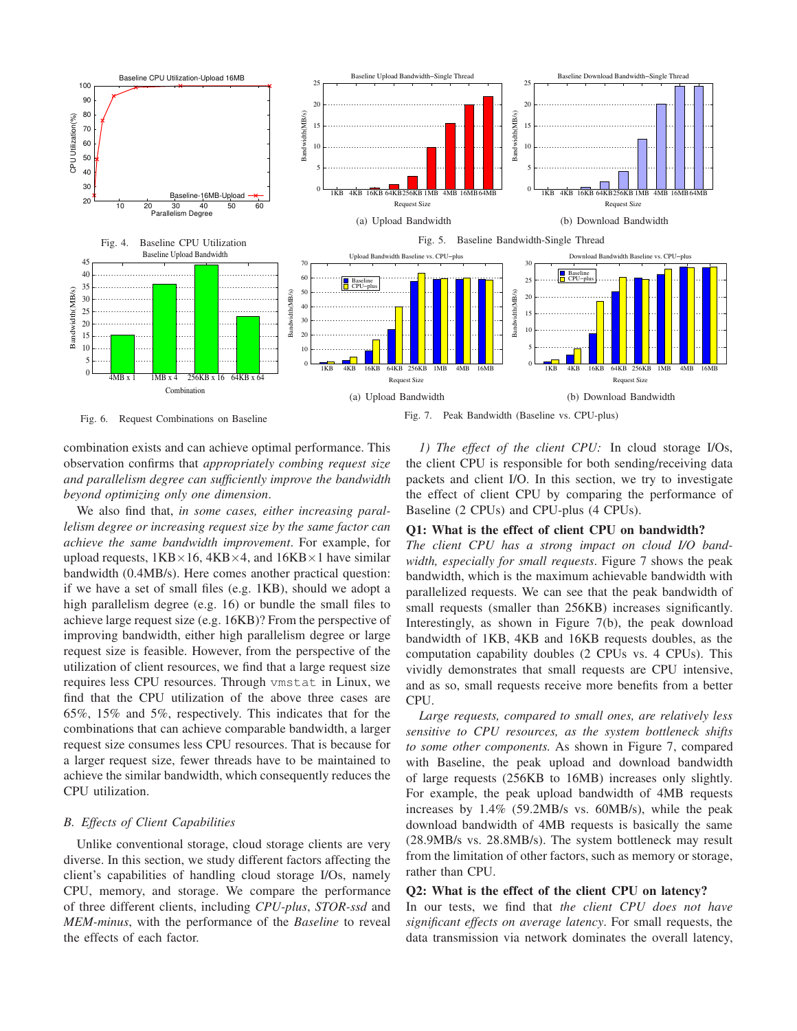Fig. 4. Baseline CPU Utilization

(a) Upload Bandwidth

(b) Download Bandwidth

Fig. 5. Baseline Bandwidth-Single Thread

Fig. 6. Request Combinations on Baseline

(a) Upload Bandwidth

(b) Download Bandwidth

Fig. 7. Peak Bandwidth (Baseline vs. CPU-plus)

combination exists and can achieve optimal performance. This observation confirms that *appropriately combing request size and parallelism degree can sufficiently improve the bandwidth beyond optimizing only one dimension*.

We also find that, *in some cases, either increasing parallelism degree or increasing request size by the same factor can achieve the same bandwidth improvement*. For example, for upload requests, 1KB×16, 4KB×4, and 16KB×1 have similar bandwidth (0.4MB/s). Here comes another practical question: if we have a set of small files (e.g. 1KB), should we adopt a high parallelism degree (e.g. 16) or bundle the small files to achieve large request size (e.g. 16KB)? From the perspective of improving bandwidth, either high parallelism degree or large request size is feasible. However, from the perspective of the utilization of client resources, we find that a large request size requires less CPU resources. Through `vmstat` in Linux, we find that the CPU utilization of the above three cases are 65%, 15% and 5%, respectively. This indicates that for the combinations that can achieve comparable bandwidth, a larger request size consumes less CPU resources. That is because for a larger request size, fewer threads have to be maintained to achieve the similar bandwidth, which consequently reduces the CPU utilization.

### B. Effects of Client Capabilities

Unlike conventional storage, cloud storage clients are very diverse. In this section, we study different factors affecting the client's capabilities of handling cloud storage I/Os, namely CPU, memory, and storage. We compare the performance of three different clients, including *CPU-plus*, *STOR-ssd* and *MEM-minus*, with the performance of the *Baseline* to reveal the effects of each factor.

*1) The effect of the client CPU:* In cloud storage I/Os, the client CPU is responsible for both sending/receiving data packets and client I/O. In this section, we try to investigate the effect of client CPU by comparing the performance of Baseline (2 CPUs) and CPU-plus (4 CPUs).

**Q1: What is the effect of client CPU on bandwidth?** *The client CPU has a strong impact on cloud I/O bandwidth, especially for small requests*. Figure 7 shows the peak bandwidth, which is the maximum achievable bandwidth with parallelized requests. We can see that the peak bandwidth of small requests (smaller than 256KB) increases significantly. Interestingly, as shown in Figure 7(b), the peak download bandwidth of 1KB, 4KB and 16KB requests doubles, as the computation capability doubles (2 CPUs vs. 4 CPUs). This vividly demonstrates that small requests are CPU intensive, and as so, small requests receive more benefits from a better CPU.

*Large requests, compared to small ones, are relatively less sensitive to CPU resources, as the system bottleneck shifts to some other components.* As shown in Figure 7, compared with Baseline, the peak upload and download bandwidth of large requests (256KB to 16MB) increases only slightly. For example, the peak upload bandwidth of 4MB requests increases by 1.4% (59.2MB/s vs. 60MB/s), while the peak download bandwidth of 4MB requests is basically the same (28.9MB/s vs. 28.8MB/s). The system bottleneck may result from the limitation of other factors, such as memory or storage, rather than CPU.

**Q2: What is the effect of the client CPU on latency?** In our tests, we find that *the client CPU does not have significant effects on average latency*. For small requests, the data transmission via network dominates the overall latency,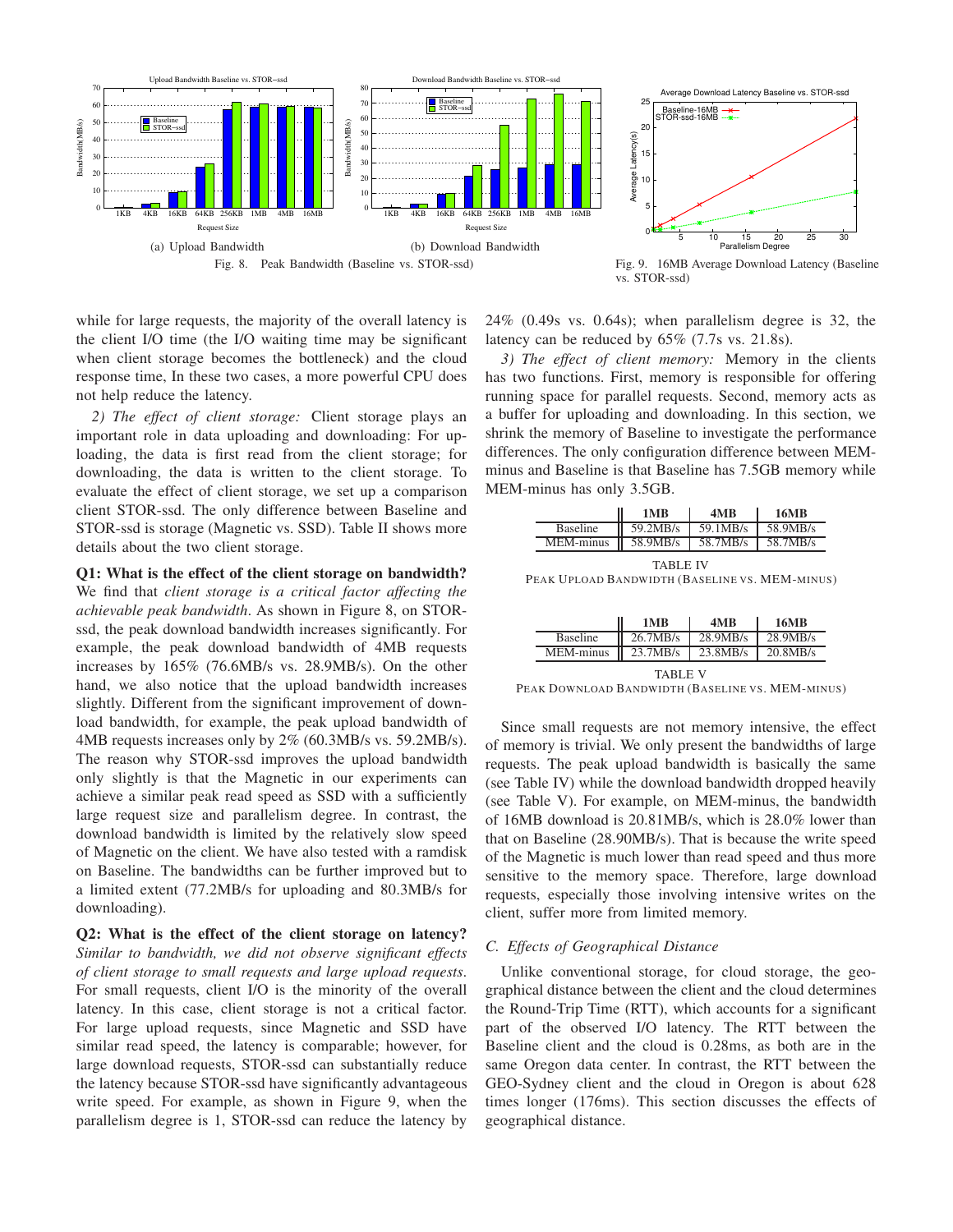Fig. 8. Peak Bandwidth (Baseline vs. STOR-ssd)

(a) Upload Bandwidth

(b) Download Bandwidth

Fig. 9. 16MB Average Download Latency (Baseline vs. STOR-ssd)

while for large requests, the majority of the overall latency is the client I/O time (the I/O waiting time may be significant when client storage becomes the bottleneck) and the cloud response time, In these two cases, a more powerful CPU does not help reduce the latency.

*2) The effect of client storage:* Client storage plays an important role in data uploading and downloading: For uploading, the data is first read from the client storage; for downloading, the data is written to the client storage. To evaluate the effect of client storage, we set up a comparison client STOR-ssd. The only difference between Baseline and STOR-ssd is storage (Magnetic vs. SSD). Table II shows more details about the two client storage.

**Q1: What is the effect of the client storage on bandwidth?** We find that *client storage is a critical factor affecting the achievable peak bandwidth*. As shown in Figure 8, on STOR-ssd, the peak download bandwidth increases significantly. For example, the peak download bandwidth of 4MB requests increases by 165% (76.6MB/s vs. 28.9MB/s). On the other hand, we also notice that the upload bandwidth increases slightly. Different from the significant improvement of download bandwidth, for example, the peak upload bandwidth of 4MB requests increases only by 2% (60.3MB/s vs. 59.2MB/s). The reason why STOR-ssd improves the upload bandwidth only slightly is that the Magnetic in our experiments can achieve a similar peak read speed as SSD with a sufficiently large request size and parallelism degree. In contrast, the download bandwidth is limited by the relatively slow speed of Magnetic on the client. We have also tested with a ramdisk on Baseline. The bandwidths can be further improved but to a limited extent (77.2MB/s for uploading and 80.3MB/s for downloading).

**Q2: What is the effect of the client storage on latency?** *Similar to bandwidth, we did not observe significant effects of client storage to small requests and large upload requests.* For small requests, client I/O is the minority of the overall latency. In this case, client storage is not a critical factor. For large upload requests, since Magnetic and SSD have similar read speed, the latency is comparable; however, for large download requests, STOR-ssd can substantially reduce the latency because STOR-ssd have significantly advantageous write speed. For example, as shown in Figure 9, when the parallelism degree is 1, STOR-ssd can reduce the latency by 24% (0.49s vs. 0.64s); when parallelism degree is 32, the latency can be reduced by 65% (7.7s vs. 21.8s).

*3) The effect of client memory:* Memory in the clients has two functions. First, memory is responsible for offering running space for parallel requests. Second, memory acts as a buffer for uploading and downloading. In this section, we shrink the memory of Baseline to investigate the performance differences. The only configuration difference between MEM-minus and Baseline is that Baseline has 7.5GB memory while MEM-minus has only 3.5GB.

| | 1MB | 4MB | 16MB |
|---|---|---|---|
| Baseline | 59.2MB/s | 59.1MB/s | 58.9MB/s |
| MEM-minus | 58.9MB/s | 58.7MB/s | 58.7MB/s |

TABLE IV
PEAK UPLOAD BANDWIDTH (BASELINE VS. MEM-MINUS)

| | 1MB | 4MB | 16MB |
|---|---|---|---|
| Baseline | 26.7MB/s | 28.9MB/s | 28.9MB/s |
| MEM-minus | 23.7MB/s | 23.8MB/s | 20.8MB/s |

TABLE V
PEAK DOWNLOAD BANDWIDTH (BASELINE VS. MEM-MINUS)

Since small requests are not memory intensive, the effect of memory is trivial. We only present the bandwidths of large requests. The peak upload bandwidth is basically the same (see Table IV) while the download bandwidth dropped heavily (see Table V). For example, on MEM-minus, the bandwidth of 16MB download is 20.81MB/s, which is 28.0% lower than that on Baseline (28.90MB/s). That is because the write speed of the Magnetic is much lower than read speed and thus more sensitive to the memory space. Therefore, large download requests, especially those involving intensive writes on the client, suffer more from limited memory.

### *C. Effects of Geographical Distance*

Unlike conventional storage, for cloud storage, the geographical distance between the client and the cloud determines the Round-Trip Time (RTT), which accounts for a significant part of the observed I/O latency. The RTT between the Baseline client and the cloud is 0.28ms, as both are in the same Oregon data center. In contrast, the RTT between the GEO-Sydney client and the cloud in Oregon is about 628 times longer (176ms). This section discusses the effects of geographical distance.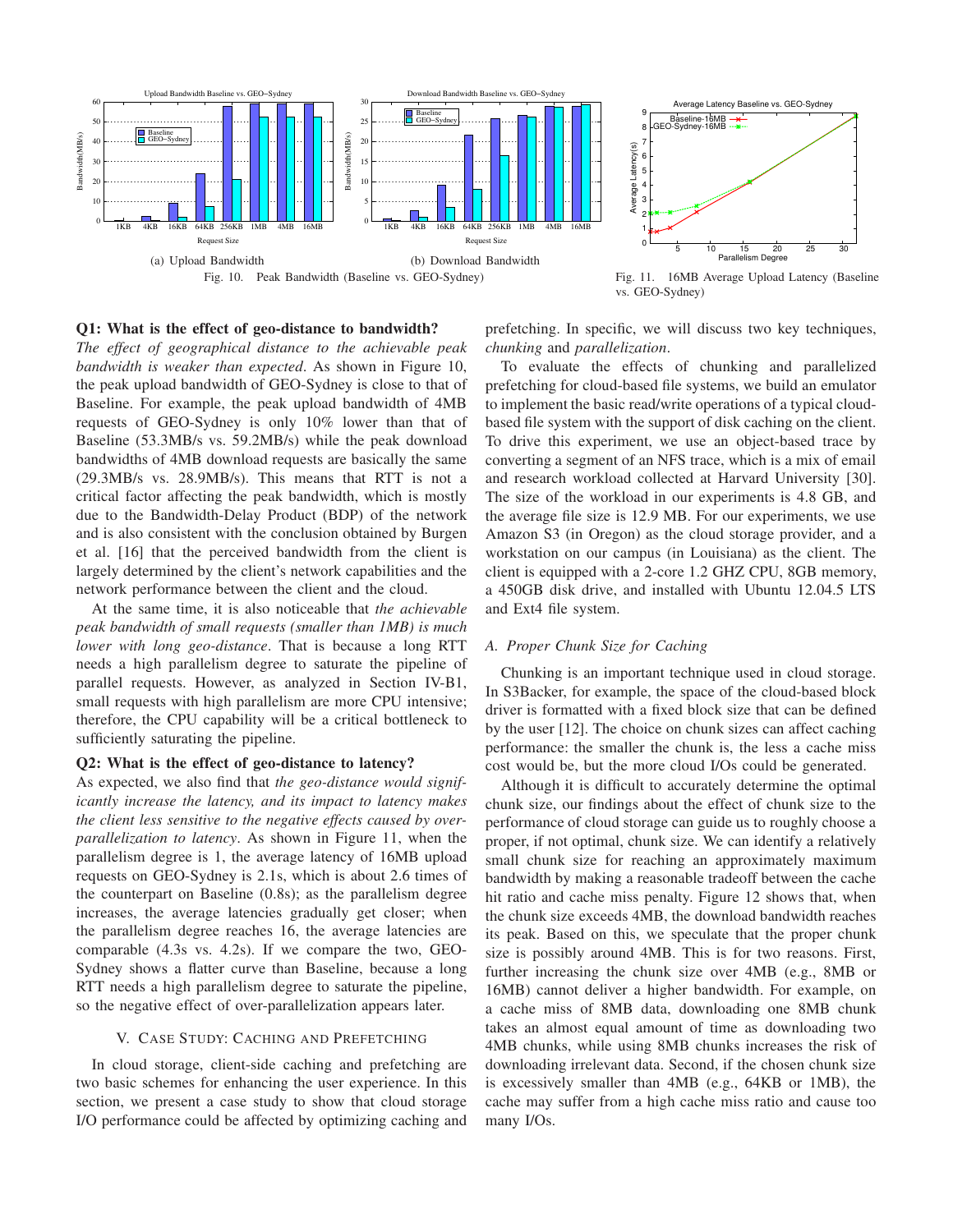Fig. 10. Peak Bandwidth (Baseline vs. GEO-Sydney)

(a) Upload Bandwidth

(b) Download Bandwidth

Fig. 11. 16MB Average Upload Latency (Baseline vs. GEO-Sydney)

**Q1: What is the effect of geo-distance to bandwidth?** *The effect of geographical distance to the achievable peak bandwidth is weaker than expected*. As shown in Figure 10, the peak upload bandwidth of GEO-Sydney is close to that of Baseline. For example, the peak upload bandwidth of 4MB requests of GEO-Sydney is only 10% lower than that of Baseline (53.3MB/s vs. 59.2MB/s) while the peak download bandwidths of 4MB download requests are basically the same (29.3MB/s vs. 28.9MB/s). This means that RTT is not a critical factor affecting the peak bandwidth, which is mostly due to the Bandwidth-Delay Product (BDP) of the network and is also consistent with the conclusion obtained by Burgen et al. [16] that the perceived bandwidth from the client is largely determined by the client's network capabilities and the network performance between the client and the cloud.

At the same time, it is also noticeable that *the achievable peak bandwidth of small requests (smaller than 1MB) is much lower with long geo-distance*. That is because a long RTT needs a high parallelism degree to saturate the pipeline of parallel requests. However, as analyzed in Section IV-B1, small requests with high parallelism are more CPU intensive; therefore, the CPU capability will be a critical bottleneck to sufficiently saturating the pipeline.

**Q2: What is the effect of geo-distance to latency?** As expected, we also find that *the geo-distance would significantly increase the latency, and its impact to latency makes the client less sensitive to the negative effects caused by over-parallelization to latency*. As shown in Figure 11, when the parallelism degree is 1, the average latency of 16MB upload requests on GEO-Sydney is 2.1s, which is about 2.6 times of the counterpart on Baseline (0.8s); as the parallelism degree increases, the average latencies gradually get closer; when the parallelism degree reaches 16, the average latencies are comparable (4.3s vs. 4.2s). If we compare the two, GEO-Sydney shows a flatter curve than Baseline, because a long RTT needs a high parallelism degree to saturate the pipeline, so the negative effect of over-parallelization appears later.

## V. Case Study: Caching and Prefetching

In cloud storage, client-side caching and prefetching are two basic schemes for enhancing the user experience. In this section, we present a case study to show that cloud storage I/O performance could be affected by optimizing caching and prefetching. In specific, we will discuss two key techniques, *chunking* and *parallelization*.

To evaluate the effects of chunking and parallelized prefetching for cloud-based file systems, we build an emulator to implement the basic read/write operations of a typical cloud-based file system with the support of disk caching on the client. To drive this experiment, we use an object-based trace by converting a segment of an NFS trace, which is a mix of email and research workload collected at Harvard University [30]. The size of the workload in our experiments is 4.8 GB, and the average file size is 12.9 MB. For our experiments, we use Amazon S3 (in Oregon) as the cloud storage provider, and a workstation on our campus (in Louisiana) as the client. The client is equipped with a 2-core 1.2 GHZ CPU, 8GB memory, a 450GB disk drive, and installed with Ubuntu 12.04.5 LTS and Ext4 file system.

### A. Proper Chunk Size for Caching

Chunking is an important technique used in cloud storage. In S3Backer, for example, the space of the cloud-based block driver is formatted with a fixed block size that can be defined by the user [12]. The choice on chunk sizes can affect caching performance: the smaller the chunk is, the less a cache miss cost would be, but the more cloud I/Os could be generated.

Although it is difficult to accurately determine the optimal chunk size, our findings about the effect of chunk size to the performance of cloud storage can guide us to roughly choose a proper, if not optimal, chunk size. We can identify a relatively small chunk size for reaching an approximately maximum bandwidth by making a reasonable tradeoff between the cache hit ratio and cache miss penalty. Figure 12 shows that, when the chunk size exceeds 4MB, the download bandwidth reaches its peak. Based on this, we speculate that the proper chunk size is possibly around 4MB. This is for two reasons. First, further increasing the chunk size over 4MB (e.g., 8MB or 16MB) cannot deliver a higher bandwidth. For example, on a cache miss of 8MB data, downloading one 8MB chunk takes an almost equal amount of time as downloading two 4MB chunks, while using 8MB chunks increases the risk of downloading irrelevant data. Second, if the chosen chunk size is excessively smaller than 4MB (e.g., 64KB or 1MB), the cache may suffer from a high cache miss ratio and cause too many I/Os.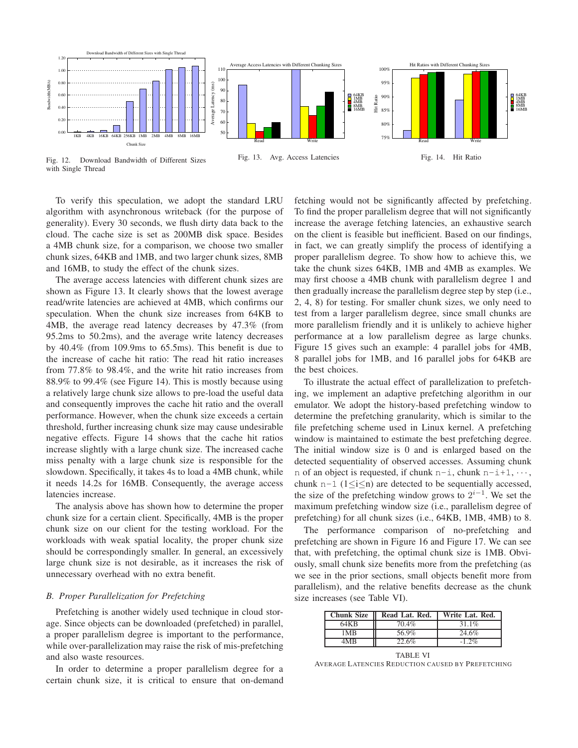Fig. 12. Download Bandwidth of Different Sizes with Single Thread

Fig. 13. Avg. Access Latencies

Fig. 14. Hit Ratio

To verify this speculation, we adopt the standard LRU algorithm with asynchronous writeback (for the purpose of generality). Every 30 seconds, we flush dirty data back to the cloud. The cache size is set as 200MB disk space. Besides a 4MB chunk size, for a comparison, we choose two smaller chunk sizes, 64KB and 1MB, and two larger chunk sizes, 8MB and 16MB, to study the effect of the chunk sizes.

The average access latencies with different chunk sizes are shown as Figure 13. It clearly shows that the lowest average read/write latencies are achieved at 4MB, which confirms our speculation. When the chunk size increases from 64KB to 4MB, the average read latency decreases by 47.3% (from 95.2ms to 50.2ms), and the average write latency decreases by 40.4% (from 109.9ms to 65.5ms). This benefit is due to the increase of cache hit ratio: The read hit ratio increases from 77.8% to 98.4%, and the write hit ratio increases from 88.9% to 99.4% (see Figure 14). This is mostly because using a relatively large chunk size allows to pre-load the useful data and consequently improves the cache hit ratio and the overall performance. However, when the chunk size exceeds a certain threshold, further increasing chunk size may cause undesirable negative effects. Figure 14 shows that the cache hit ratios increase slightly with a large chunk size. The increased cache miss penalty with a large chunk size is responsible for the slowdown. Specifically, it takes 4s to load a 4MB chunk, while it needs 14.2s for 16MB. Consequently, the average access latencies increase.

The analysis above has shown how to determine the proper chunk size for a certain client. Specifically, 4MB is the proper chunk size on our client for the testing workload. For the workloads with weak spatial locality, the proper chunk size should be correspondingly smaller. In general, an excessively large chunk size is not desirable, as it increases the risk of unnecessary overhead with no extra benefit.

### B. Proper Parallelization for Prefetching

Prefetching is another widely used technique in cloud storage. Since objects can be downloaded (prefetched) in parallel, a proper parallelism degree is important to the performance, while over-parallelization may raise the risk of mis-prefetching and also waste resources.

In order to determine a proper parallelism degree for a certain chunk size, it is critical to ensure that on-demand fetching would not be significantly affected by prefetching. To find the proper parallelism degree that will not significantly increase the average fetching latencies, an exhaustive search on the client is feasible but inefficient. Based on our findings, in fact, we can greatly simplify the process of identifying a proper parallelism degree. To show how to achieve this, we take the chunk sizes 64KB, 1MB and 4MB as examples. We may first choose a 4MB chunk with parallelism degree 1 and then gradually increase the parallelism degree step by step (i.e., 2, 4, 8) for testing. For smaller chunk sizes, we only need to test from a larger parallelism degree, since small chunks are more parallelism friendly and it is unlikely to achieve higher performance at a low parallelism degree as large chunks. Figure 15 gives such an example: 4 parallel jobs for 4MB, 8 parallel jobs for 1MB, and 16 parallel jobs for 64KB are the best choices.

To illustrate the actual effect of parallelization to prefetching, we implement an adaptive prefetching algorithm in our emulator. We adopt the history-based prefetching window to determine the prefetching granularity, which is similar to the file prefetching scheme used in Linux kernel. A prefetching window is maintained to estimate the best prefetching degree. The initial window size is 0 and is enlarged based on the detected sequentiality of observed accesses. Assuming chunk n of an object is requested, if chunk n−i, chunk n−i+1, $\cdots$, chunk n−1 ($1 \leq i \leq n$) are detected to be sequentially accessed, the size of the prefetching window grows to $2^{i-1}$. We set the maximum prefetching window size (i.e., parallelism degree of prefetching) for all chunk sizes (i.e., 64KB, 1MB, 4MB) to 8.

The performance comparison of no-prefetching and prefetching are shown in Figure 16 and Figure 17. We can see that, with prefetching, the optimal chunk size is 1MB. Obviously, small chunk size benefits more from the prefetching (as we see in the prior sections, small objects benefit more from parallelism), and the relative benefits decrease as the chunk size increases (see Table VI).

| Chunk Size | Read Lat. Red. | Write Lat. Red. |
|---|---|---|
| 64KB | 70.4% | 31.1% |
| 1MB | 56.9% | 24.6% |
| 4MB | 22.6% | -1.2% |

TABLE VI
AVERAGE LATENCIES REDUCTION CAUSED BY PREFETCHING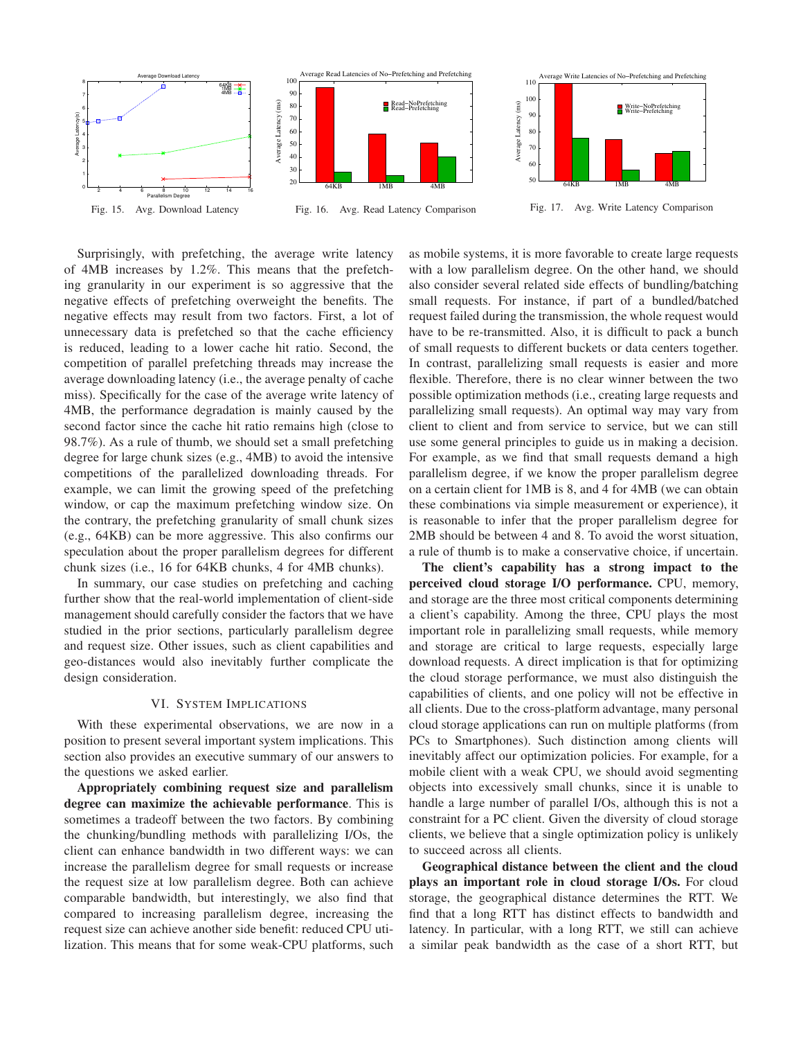Fig. 15. Avg. Download Latency

Fig. 16. Avg. Read Latency Comparison

Fig. 17. Avg. Write Latency Comparison

Surprisingly, with prefetching, the average write latency of 4MB increases by 1.2%. This means that the prefetching granularity in our experiment is so aggressive that the negative effects of prefetching overweight the benefits. The negative effects may result from two factors. First, a lot of unnecessary data is prefetched so that the cache efficiency is reduced, leading to a lower cache hit ratio. Second, the competition of parallel prefetching threads may increase the average downloading latency (i.e., the average penalty of cache miss). Specifically for the case of the average write latency of 4MB, the performance degradation is mainly caused by the second factor since the cache hit ratio remains high (close to 98.7%). As a rule of thumb, we should set a small prefetching degree for large chunk sizes (e.g., 4MB) to avoid the intensive competitions of the parallelized downloading threads. For example, we can limit the growing speed of the prefetching window, or cap the maximum prefetching window size. On the contrary, the prefetching granularity of small chunk sizes (e.g., 64KB) can be more aggressive. This also confirms our speculation about the proper parallelism degrees for different chunk sizes (i.e., 16 for 64KB chunks, 4 for 4MB chunks).

In summary, our case studies on prefetching and caching further show that the real-world implementation of client-side management should carefully consider the factors that we have studied in the prior sections, particularly parallelism degree and request size. Other issues, such as client capabilities and geo-distances would also inevitably further complicate the design consideration.

## VI. System Implications

With these experimental observations, we are now in a position to present several important system implications. This section also provides an executive summary of our answers to the questions we asked earlier.

**Appropriately combining request size and parallelism degree can maximize the achievable performance**. This is sometimes a tradeoff between the two factors. By combining the chunking/bundling methods with parallelizing I/Os, the client can enhance bandwidth in two different ways: we can increase the parallelism degree for small requests or increase the request size at low parallelism degree. Both can achieve comparable bandwidth, but interestingly, we also find that compared to increasing parallelism degree, increasing the request size can achieve another side benefit: reduced CPU utilization. This means that for some weak-CPU platforms, such as mobile systems, it is more favorable to create large requests with a low parallelism degree. On the other hand, we should also consider several related side effects of bundling/batching small requests. For instance, if part of a bundled/batched request failed during the transmission, the whole request would have to be re-transmitted. Also, it is difficult to pack a bunch of small requests to different buckets or data centers together. In contrast, parallelizing small requests is easier and more flexible. Therefore, there is no clear winner between the two possible optimization methods (i.e., creating large requests and parallelizing small requests). An optimal way may vary from client to client and from service to service, but we can still use some general principles to guide us in making a decision. For example, as we find that small requests demand a high parallelism degree, if we know the proper parallelism degree on a certain client for 1MB is 8, and 4 for 4MB (we can obtain these combinations via simple measurement or experience), it is reasonable to infer that the proper parallelism degree for 2MB should be between 4 and 8. To avoid the worst situation, a rule of thumb is to make a conservative choice, if uncertain.

**The client's capability has a strong impact to the perceived cloud storage I/O performance.** CPU, memory, and storage are the three most critical components determining a client's capability. Among the three, CPU plays the most important role in parallelizing small requests, while memory and storage are critical to large requests, especially large download requests. A direct implication is that for optimizing the cloud storage performance, we must also distinguish the capabilities of clients, and one policy will not be effective in all clients. Due to the cross-platform advantage, many personal cloud storage applications can run on multiple platforms (from PCs to Smartphones). Such distinction among clients will inevitably affect our optimization policies. For example, for a mobile client with a weak CPU, we should avoid segmenting objects into excessively small chunks, since it is unable to handle a large number of parallel I/Os, although this is not a constraint for a PC client. Given the diversity of cloud storage clients, we believe that a single optimization policy is unlikely to succeed across all clients.

**Geographical distance between the client and the cloud plays an important role in cloud storage I/Os.** For cloud storage, the geographical distance determines the RTT. We find that a long RTT has distinct effects to bandwidth and latency. In particular, with a long RTT, we still can achieve a similar peak bandwidth as the case of a short RTT, but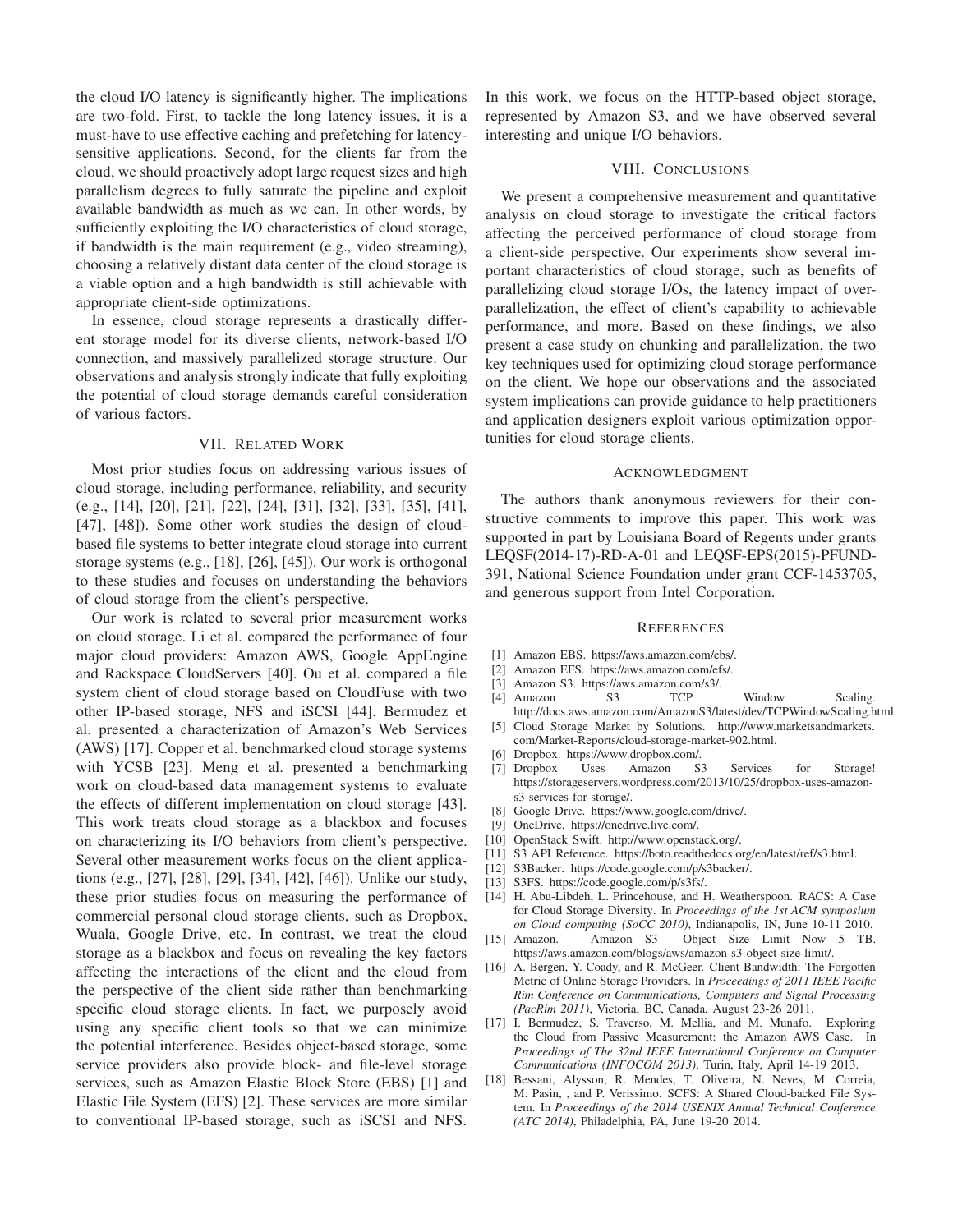the cloud I/O latency is significantly higher. The implications are two-fold. First, to tackle the long latency issues, it is a must-have to use effective caching and prefetching for latency-sensitive applications. Second, for the clients far from the cloud, we should proactively adopt large request sizes and high parallelism degrees to fully saturate the pipeline and exploit available bandwidth as much as we can. In other words, by sufficiently exploiting the I/O characteristics of cloud storage, if bandwidth is the main requirement (e.g., video streaming), choosing a relatively distant data center of the cloud storage is a viable option and a high bandwidth is still achievable with appropriate client-side optimizations.

In essence, cloud storage represents a drastically different storage model for its diverse clients, network-based I/O connection, and massively parallelized storage structure. Our observations and analysis strongly indicate that fully exploiting the potential of cloud storage demands careful consideration of various factors.

## VII. Related Work

Most prior studies focus on addressing various issues of cloud storage, including performance, reliability, and security (e.g., [14], [20], [21], [22], [24], [31], [32], [33], [35], [41], [47], [48]). Some other work studies the design of cloud-based file systems to better integrate cloud storage into current storage systems (e.g., [18], [26], [45]). Our work is orthogonal to these studies and focuses on understanding the behaviors of cloud storage from the client's perspective.

Our work is related to several prior measurement works on cloud storage. Li et al. compared the performance of four major cloud providers: Amazon AWS, Google AppEngine and Rackspace CloudServers [40]. Ou et al. compared a file system client of cloud storage based on CloudFuse with two other IP-based storage, NFS and iSCSI [44]. Bermudez et al. presented a characterization of Amazon's Web Services (AWS) [17]. Copper et al. benchmarked cloud storage systems with YCSB [23]. Meng et al. presented a benchmarking work on cloud-based data management systems to evaluate the effects of different implementation on cloud storage [43]. This work treats cloud storage as a blackbox and focuses on characterizing its I/O behaviors from client's perspective. Several other measurement works focus on the client applications (e.g., [27], [28], [29], [34], [42], [46]). Unlike our study, these prior studies focus on measuring the performance of commercial personal cloud storage clients, such as Dropbox, Wuala, Google Drive, etc. In contrast, we treat the cloud storage as a blackbox and focus on revealing the key factors affecting the interactions of the client and the cloud from the perspective of the client side rather than benchmarking specific cloud storage clients. In fact, we purposely avoid using any specific client tools so that we can minimize the potential interference. Besides object-based storage, some service providers also provide block- and file-level storage services, such as Amazon Elastic Block Store (EBS) [1] and Elastic File System (EFS) [2]. These services are more similar to conventional IP-based storage, such as iSCSI and NFS. In this work, we focus on the HTTP-based object storage, represented by Amazon S3, and we have observed several interesting and unique I/O behaviors.

## VIII. Conclusions

We present a comprehensive measurement and quantitative analysis on cloud storage to investigate the critical factors affecting the perceived performance of cloud storage from a client-side perspective. Our experiments show several important characteristics of cloud storage, such as benefits of parallelizing cloud storage I/Os, the latency impact of over-parallelization, the effect of client's capability to achievable performance, and more. Based on these findings, we also present a case study on chunking and parallelization, the two key techniques used for optimizing cloud storage performance on the client. We hope our observations and the associated system implications can provide guidance to help practitioners and application designers exploit various optimization opportunities for cloud storage clients.

## Acknowledgment

The authors thank anonymous reviewers for their constructive comments to improve this paper. This work was supported in part by Louisiana Board of Regents under grants LEQSF(2014-17)-RD-A-01 and LEQSF-EPS(2015)-PFUND-391, National Science Foundation under grant CCF-1453705, and generous support from Intel Corporation.

## References

[1] Amazon EBS. https://aws.amazon.com/ebs/.

[2] Amazon EFS. https://aws.amazon.com/efs/.

[3] Amazon S3. https://aws.amazon.com/s3/.

[4] Amazon S3 TCP Window Scaling. http://docs.aws.amazon.com/AmazonS3/latest/dev/TCPWindowScaling.html.

[5] Cloud Storage Market by Solutions. http://www.marketsandmarkets.com/Market-Reports/cloud-storage-market-902.html.

[6] Dropbox. https://www.dropbox.com/.

[7] Dropbox Uses Amazon S3 Services for Storage! https://storageservers.wordpress.com/2013/10/25/dropbox-uses-amazon-s3-services-for-storage/.

[8] Google Drive. https://www.google.com/drive/.

[9] OneDrive. https://onedrive.live.com/.

[10] OpenStack Swift. http://www.openstack.org/.

[11] S3 API Reference. https://boto.readthedocs.org/en/latest/ref/s3.html.

[12] S3Backer. https://code.google.com/p/s3backer/.

[13] S3FS. https://code.google.com/p/s3fs/.

[14] H. Abu-Libdeh, L. Princehouse, and H. Weatherspoon. RACS: A Case for Cloud Storage Diversity. In *Proceedings of the 1st ACM symposium on Cloud computing (SoCC 2010)*, Indianapolis, IN, June 10-11 2010.

[15] Amazon. Amazon S3 Object Size Limit Now 5 TB. https://aws.amazon.com/blogs/aws/amazon-s3-object-size-limit/.

[16] A. Bergen, Y. Coady, and R. McGeer. Client Bandwidth: The Forgotten Metric of Online Storage Providers. In *Proceedings of 2011 IEEE Pacific Rim Conference on Communications, Computers and Signal Processing (PacRim 2011)*, Victoria, BC, Canada, August 23-26 2011.

[17] I. Bermudez, S. Traverso, M. Mellia, and M. Munafo. Exploring the Cloud from Passive Measurement: the Amazon AWS Case. In *Proceedings of The 32nd IEEE International Conference on Computer Communications (INFOCOM 2013)*, Turin, Italy, April 14-19 2013.

[18] Bessani, Alysson, R. Mendes, T. Oliveira, N. Neves, M. Correia, M. Pasin, , and P. Verissimo. SCFS: A Shared Cloud-backed File System. In *Proceedings of the 2014 USENIX Annual Technical Conference (ATC 2014)*, Philadelphia, PA, June 19-20 2014.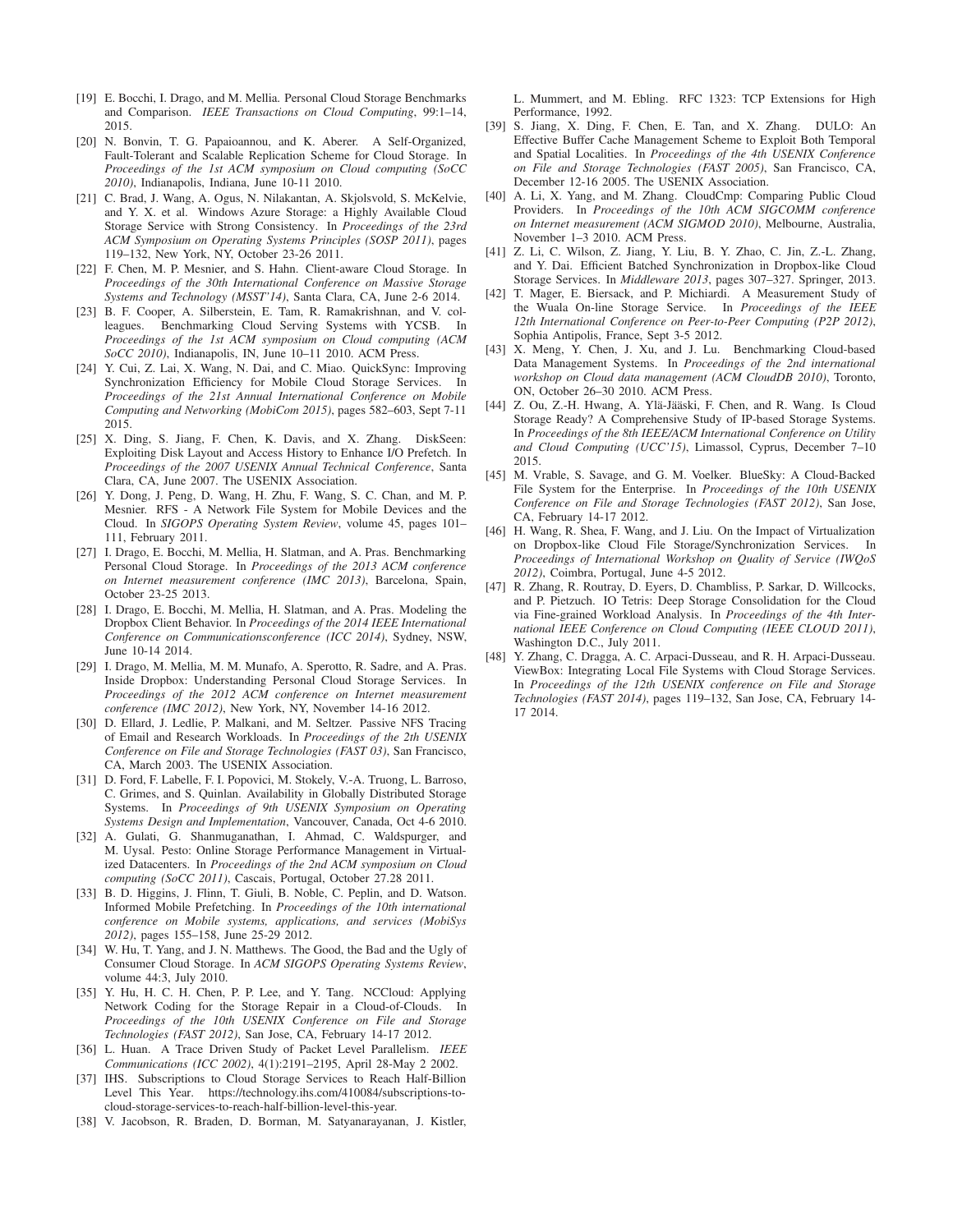[19] E. Bocchi, I. Drago, and M. Mellia. Personal Cloud Storage Benchmarks and Comparison. *IEEE Transactions on Cloud Computing*, 99:1–14, 2015.

[20] N. Bonvin, T. G. Papaioannou, and K. Aberer. A Self-Organized, Fault-Tolerant and Scalable Replication Scheme for Cloud Storage. In *Proceedings of the 1st ACM symposium on Cloud computing (SoCC 2010)*, Indianapolis, Indiana, June 10-11 2010.

[21] C. Brad, J. Wang, A. Ogus, N. Nilakantan, A. Skjolsvold, S. McKelvie, and Y. X. et al. Windows Azure Storage: a Highly Available Cloud Storage Service with Strong Consistency. In *Proceedings of the 23rd ACM Symposium on Operating Systems Principles (SOSP 2011)*, pages 119–132, New York, NY, October 23-26 2011.

[22] F. Chen, M. P. Mesnier, and S. Hahn. Client-aware Cloud Storage. In *Proceedings of the 30th International Conference on Massive Storage Systems and Technology (MSST'14)*, Santa Clara, CA, June 2-6 2014.

[23] B. F. Cooper, A. Silberstein, E. Tam, R. Ramakrishnan, and V. colleagues. Benchmarking Cloud Serving Systems with YCSB. In *Proceedings of the 1st ACM symposium on Cloud computing (ACM SoCC 2010)*, Indianapolis, IN, June 10–11 2010. ACM Press.

[24] Y. Cui, Z. Lai, X. Wang, N. Dai, and C. Miao. QuickSync: Improving Synchronization Efficiency for Mobile Cloud Storage Services. In *Proceedings of the 21st Annual International Conference on Mobile Computing and Networking (MobiCom 2015)*, pages 582–603, Sept 7-11 2015.

[25] X. Ding, S. Jiang, F. Chen, K. Davis, and X. Zhang. DiskSeen: Exploiting Disk Layout and Access History to Enhance I/O Prefetch. In *Proceedings of the 2007 USENIX Annual Technical Conference*, Santa Clara, CA, June 2007. The USENIX Association.

[26] Y. Dong, J. Peng, D. Wang, H. Zhu, F. Wang, S. C. Chan, and M. P. Mesnier. RFS - A Network File System for Mobile Devices and the Cloud. In *SIGOPS Operating System Review*, volume 45, pages 101–111, February 2011.

[27] I. Drago, E. Bocchi, M. Mellia, H. Slatman, and A. Pras. Benchmarking Personal Cloud Storage. In *Proceedings of the 2013 ACM conference on Internet measurement conference (IMC 2013)*, Barcelona, Spain, October 23-25 2013.

[28] I. Drago, E. Bocchi, M. Mellia, H. Slatman, and A. Pras. Modeling the Dropbox Client Behavior. In *Proceedings of the 2014 IEEE International Conference on Communicationsconference (ICC 2014)*, Sydney, NSW, June 10-14 2014.

[29] I. Drago, M. Mellia, M. M. Munafo, A. Sperotto, R. Sadre, and A. Pras. Inside Dropbox: Understanding Personal Cloud Storage Services. In *Proceedings of the 2012 ACM conference on Internet measurement conference (IMC 2012)*, New York, NY, November 14-16 2012.

[30] D. Ellard, J. Ledlie, P. Malkani, and M. Seltzer. Passive NFS Tracing of Email and Research Workloads. In *Proceedings of the 2th USENIX Conference on File and Storage Technologies (FAST 03)*, San Francisco, CA, March 2003. The USENIX Association.

[31] D. Ford, F. Labelle, F. I. Popovici, M. Stokely, V.-A. Truong, L. Barroso, C. Grimes, and S. Quinlan. Availability in Globally Distributed Storage Systems. In *Proceedings of 9th USENIX Symposium on Operating Systems Design and Implementation*, Vancouver, Canada, Oct 4-6 2010.

[32] A. Gulati, G. Shanmuganathan, I. Ahmad, C. Waldspurger, and M. Uysal. Pesto: Online Storage Performance Management in Virtualized Datacenters. In *Proceedings of the 2nd ACM symposium on Cloud computing (SoCC 2011)*, Cascais, Portugal, October 27.28 2011.

[33] B. D. Higgins, J. Flinn, T. Giuli, B. Noble, C. Peplin, and D. Watson. Informed Mobile Prefetching. In *Proceedings of the 10th international conference on Mobile systems, applications, and services (MobiSys 2012)*, pages 155–158, June 25-29 2012.

[34] W. Hu, T. Yang, and J. N. Matthews. The Good, the Bad and the Ugly of Consumer Cloud Storage. In *ACM SIGOPS Operating Systems Review*, volume 44:3, July 2010.

[35] Y. Hu, H. C. H. Chen, P. P. Lee, and Y. Tang. NCCloud: Applying Network Coding for the Storage Repair in a Cloud-of-Clouds. In *Proceedings of the 10th USENIX Conference on File and Storage Technologies (FAST 2012)*, San Jose, CA, February 14-17 2012.

[36] L. Huan. A Trace Driven Study of Packet Level Parallelism. *IEEE Communications (ICC 2002)*, 4(1):2191–2195, April 28-May 2 2002.

[37] IHS. Subscriptions to Cloud Storage Services to Reach Half-Billion Level This Year. https://technology.ihs.com/410084/subscriptions-to-cloud-storage-services-to-reach-half-billion-level-this-year.

[38] V. Jacobson, R. Braden, D. Borman, M. Satyanarayanan, J. Kistler, L. Mummert, and M. Ebling. RFC 1323: TCP Extensions for High Performance, 1992.

[39] S. Jiang, X. Ding, F. Chen, E. Tan, and X. Zhang. DULO: An Effective Buffer Cache Management Scheme to Exploit Both Temporal and Spatial Localities. In *Proceedings of the 4th USENIX Conference on File and Storage Technologies (FAST 2005)*, San Francisco, CA, December 12-16 2005. The USENIX Association.

[40] A. Li, X. Yang, and M. Zhang. CloudCmp: Comparing Public Cloud Providers. In *Proceedings of the 10th ACM SIGCOMM conference on Internet measurement (ACM SIGMOD 2010)*, Melbourne, Australia, November 1–3 2010. ACM Press.

[41] Z. Li, C. Wilson, Z. Jiang, Y. Liu, B. Y. Zhao, C. Jin, Z.-L. Zhang, and Y. Dai. Efficient Batched Synchronization in Dropbox-like Cloud Storage Services. In *Middleware 2013*, pages 307–327. Springer, 2013.

[42] T. Mager, E. Biersack, and P. Michiardi. A Measurement Study of the Wuala On-line Storage Service. In *Proceedings of the IEEE 12th International Conference on Peer-to-Peer Computing (P2P 2012)*, Sophia Antipolis, France, Sept 3-5 2012.

[43] X. Meng, Y. Chen, J. Xu, and J. Lu. Benchmarking Cloud-based Data Management Systems. In *Proceedings of the 2nd international workshop on Cloud data management (ACM CloudDB 2010)*, Toronto, ON, October 26–30 2010. ACM Press.

[44] Z. Ou, Z.-H. Hwang, A. Ylä-Jääski, F. Chen, and R. Wang. Is Cloud Storage Ready? A Comprehensive Study of IP-based Storage Systems. In *Proceedings of the 8th IEEE/ACM International Conference on Utility and Cloud Computing (UCC'15)*, Limassol, Cyprus, December 7–10 2015.

[45] M. Vrable, S. Savage, and G. M. Voelker. BlueSky: A Cloud-Backed File System for the Enterprise. In *Proceedings of the 10th USENIX Conference on File and Storage Technologies (FAST 2012)*, San Jose, CA, February 14-17 2012.

[46] H. Wang, R. Shea, F. Wang, and J. Liu. On the Impact of Virtualization on Dropbox-like Cloud File Storage/Synchronization Services. In *Proceedings of International Workshop on Quality of Service (IWQoS 2012)*, Coimbra, Portugal, June 4-5 2012.

[47] R. Zhang, R. Routray, D. Eyers, D. Chambliss, P. Sarkar, D. Willcocks, and P. Pietzuch. IO Tetris: Deep Storage Consolidation for the Cloud via Fine-grained Workload Analysis. In *Proceedings of the 4th International IEEE Conference on Cloud Computing (IEEE CLOUD 2011)*, Washington D.C., July 2011.

[48] Y. Zhang, C. Dragga, A. C. Arpaci-Dusseau, and R. H. Arpaci-Dusseau. ViewBox: Integrating Local File Systems with Cloud Storage Services. In *Proceedings of the 12th USENIX conference on File and Storage Technologies (FAST 2014)*, pages 119–132, San Jose, CA, February 14-17 2014.